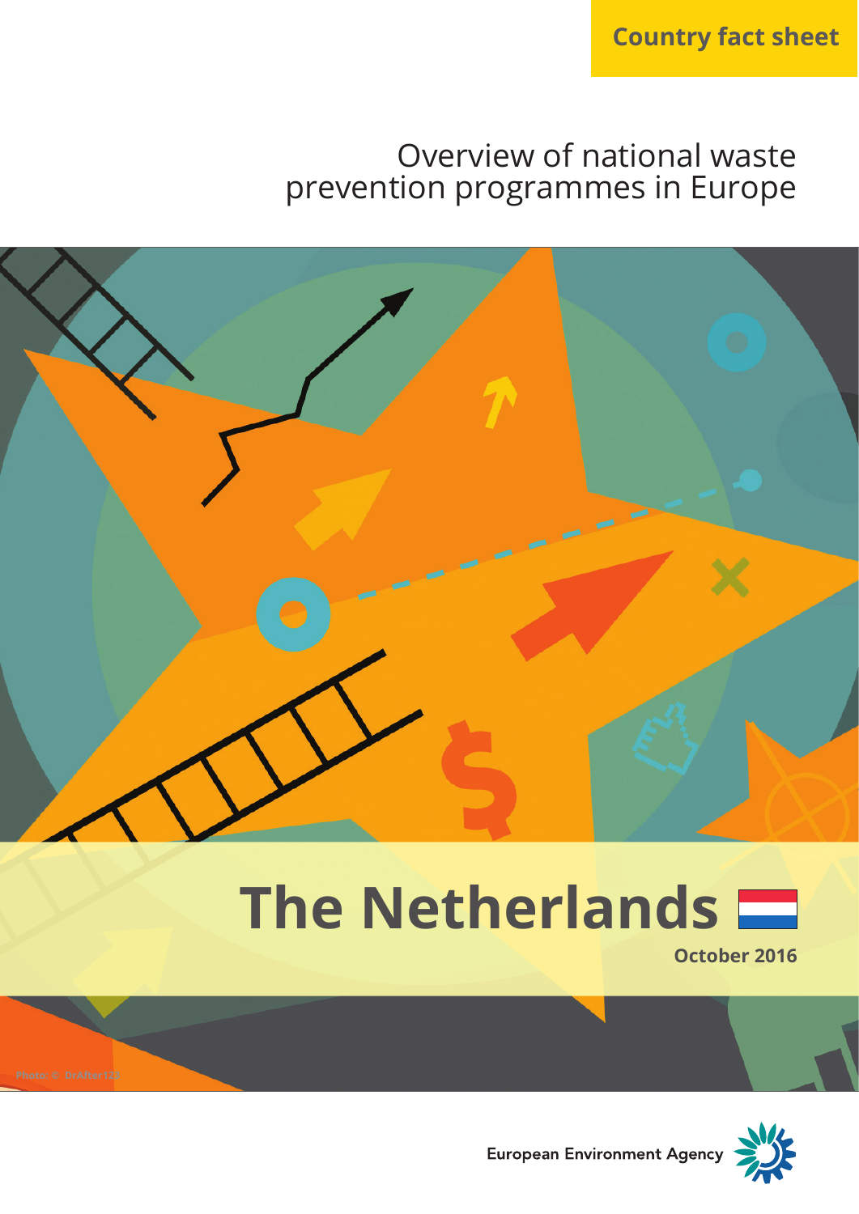Country fact sheet

# Overview of national waste prevention programmes in Europe

# The Netherlands

**October 2016**

Photo: © DrAfter123

European Environment Agency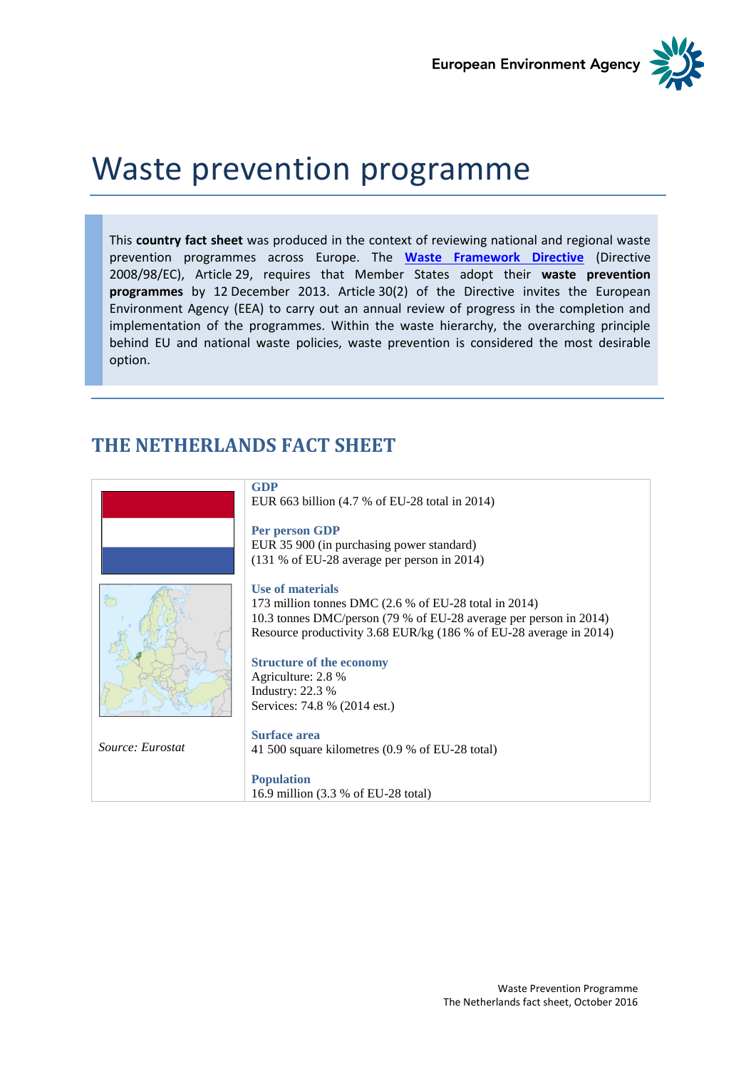# Waste prevention programme

This **country fact sheet** was produced in the context of reviewing national and regional waste prevention programmes across Europe. The **Waste Framework Directive** (Directive 2008/98/EC), Article 29, requires that Member States adopt their **waste prevention programmes** by 12 December 2013. Article 30(2) of the Directive invites the European Environment Agency (EEA) to carry out an annual review of progress in the completion and implementation of the programmes. Within the waste hierarchy, the overarching principle behind EU and national waste policies, waste prevention is considered the most desirable option.

## THE NETHERLANDS FACT SHEET

**GDP**
EUR 663 billion (4.7 % of EU-28 total in 2014)

**Per person GDP**
EUR 35 900 (in purchasing power standard)
(131 % of EU-28 average per person in 2014)

**Use of materials**
173 million tonnes DMC (2.6 % of EU-28 total in 2014)
10.3 tonnes DMC/person (79 % of EU-28 average per person in 2014)
Resource productivity 3.68 EUR/kg (186 % of EU-28 average in 2014)

**Structure of the economy**
Agriculture: 2.8 %
Industry: 22.3 %
Services: 74.8 % (2014 est.)

**Surface area**
41 500 square kilometres (0.9 % of EU-28 total)

**Population**
16.9 million (3.3 % of EU-28 total)

*Source: Eurostat*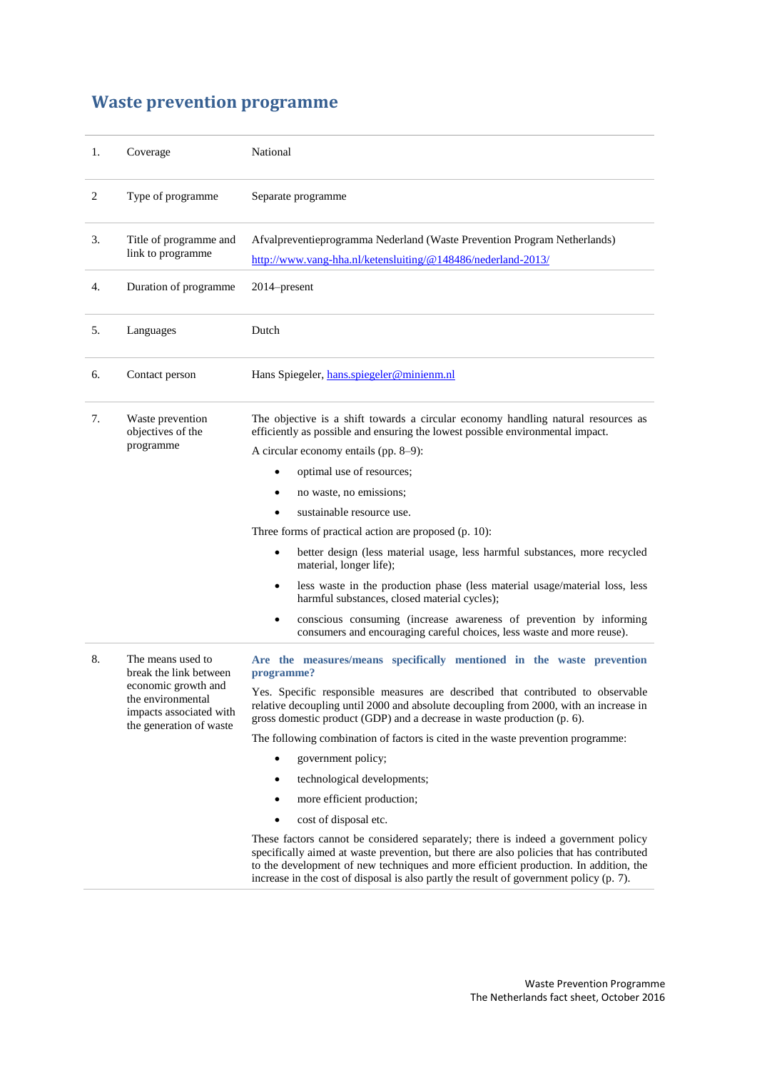# Waste prevention programme

| | | |
|---|---|---|
| 1. | Coverage | National |
| 2 | Type of programme | Separate programme |
| 3. | Title of programme and link to programme | Afvalpreventieprogramma Nederland (Waste Prevention Program Netherlands)<br>[http://www.vang-hha.nl/ketensluiting/@148486/nederland-2013/](http://www.vang-hha.nl/ketensluiting/@148486/nederland-2013/) |
| 4. | Duration of programme | 2014–present |
| 5. | Languages | Dutch |
| 6. | Contact person | Hans Spiegeler, [hans.spiegeler@minienm.nl](mailto:hans.spiegeler@minienm.nl) |
| 7. | Waste prevention objectives of the programme | The objective is a shift towards a circular economy handling natural resources as efficiently as possible and ensuring the lowest possible environmental impact.<br>A circular economy entails (pp. 8–9):<br>• optimal use of resources;<br>• no waste, no emissions;<br>• sustainable resource use.<br>Three forms of practical action are proposed (p. 10):<br>• better design (less material usage, less harmful substances, more recycled material, longer life);<br>• less waste in the production phase (less material usage/material loss, less harmful substances, closed material cycles);<br>• conscious consuming (increase awareness of prevention by informing consumers and encouraging careful choices, less waste and more reuse). |
| 8. | The means used to break the link between economic growth and the environmental impacts associated with the generation of waste | **Are the measures/means specifically mentioned in the waste prevention programme?**<br>Yes. Specific responsible measures are described that contributed to observable relative decoupling until 2000 and absolute decoupling from 2000, with an increase in gross domestic product (GDP) and a decrease in waste production (p. 6).<br>The following combination of factors is cited in the waste prevention programme:<br>• government policy;<br>• technological developments;<br>• more efficient production;<br>• cost of disposal etc.<br>These factors cannot be considered separately; there is indeed a government policy specifically aimed at waste prevention, but there are also policies that has contributed to the development of new techniques and more efficient production. In addition, the increase in the cost of disposal is also partly the result of government policy (p. 7). |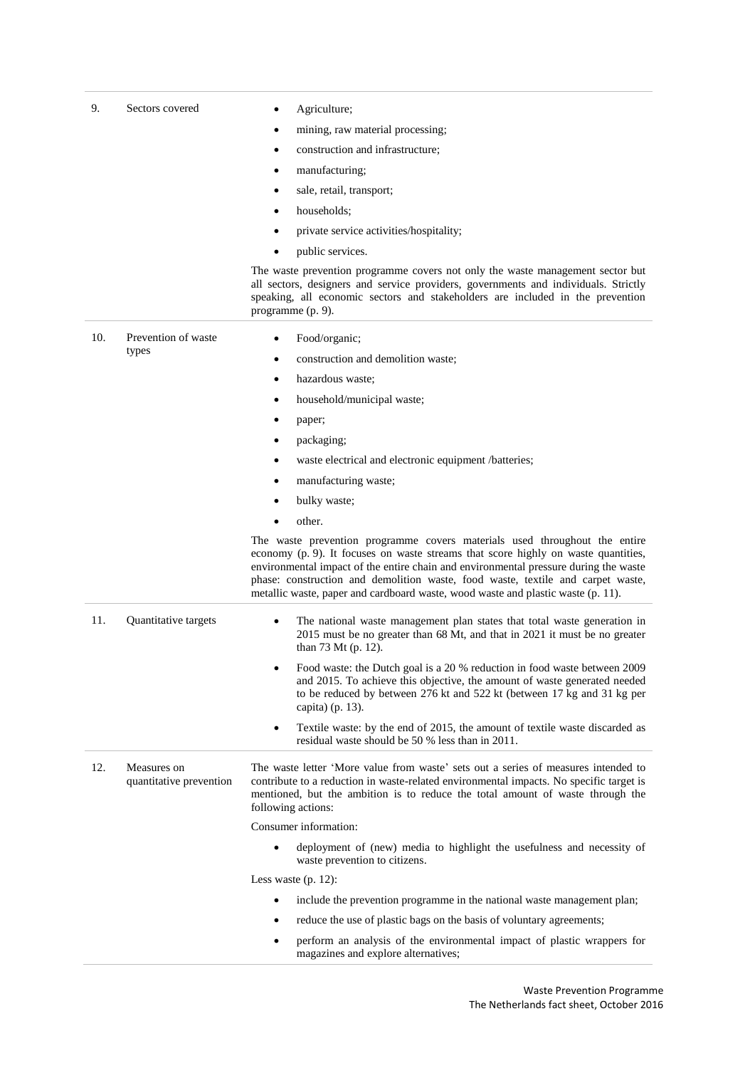| | | |
|---|---|---|
| 9. | Sectors covered | • Agriculture;<br>• mining, raw material processing;<br>• construction and infrastructure;<br>• manufacturing;<br>• sale, retail, transport;<br>• households;<br>• private service activities/hospitality;<br>• public services.<br><br>The waste prevention programme covers not only the waste management sector but all sectors, designers and service providers, governments and individuals. Strictly speaking, all economic sectors and stakeholders are included in the prevention programme (p. 9). |
| 10. | Prevention of waste types | • Food/organic;<br>• construction and demolition waste;<br>• hazardous waste;<br>• household/municipal waste;<br>• paper;<br>• packaging;<br>• waste electrical and electronic equipment /batteries;<br>• manufacturing waste;<br>• bulky waste;<br>• other.<br><br>The waste prevention programme covers materials used throughout the entire economy (p. 9). It focuses on waste streams that score highly on waste quantities, environmental impact of the entire chain and environmental pressure during the waste phase: construction and demolition waste, food waste, textile and carpet waste, metallic waste, paper and cardboard waste, wood waste and plastic waste (p. 11). |
| 11. | Quantitative targets | • The national waste management plan states that total waste generation in 2015 must be no greater than 68 Mt, and that in 2021 it must be no greater than 73 Mt (p. 12).<br>• Food waste: the Dutch goal is a 20 % reduction in food waste between 2009 and 2015. To achieve this objective, the amount of waste generated needed to be reduced by between 276 kt and 522 kt (between 17 kg and 31 kg per capita) (p. 13).<br>• Textile waste: by the end of 2015, the amount of textile waste discarded as residual waste should be 50 % less than in 2011. |
| 12. | Measures on quantitative prevention | The waste letter 'More value from waste' sets out a series of measures intended to contribute to a reduction in waste-related environmental impacts. No specific target is mentioned, but the ambition is to reduce the total amount of waste through the following actions:<br><br>Consumer information:<br><br>• deployment of (new) media to highlight the usefulness and necessity of waste prevention to citizens.<br><br>Less waste (p. 12):<br><br>• include the prevention programme in the national waste management plan;<br>• reduce the use of plastic bags on the basis of voluntary agreements;<br>• perform an analysis of the environmental impact of plastic wrappers for magazines and explore alternatives; |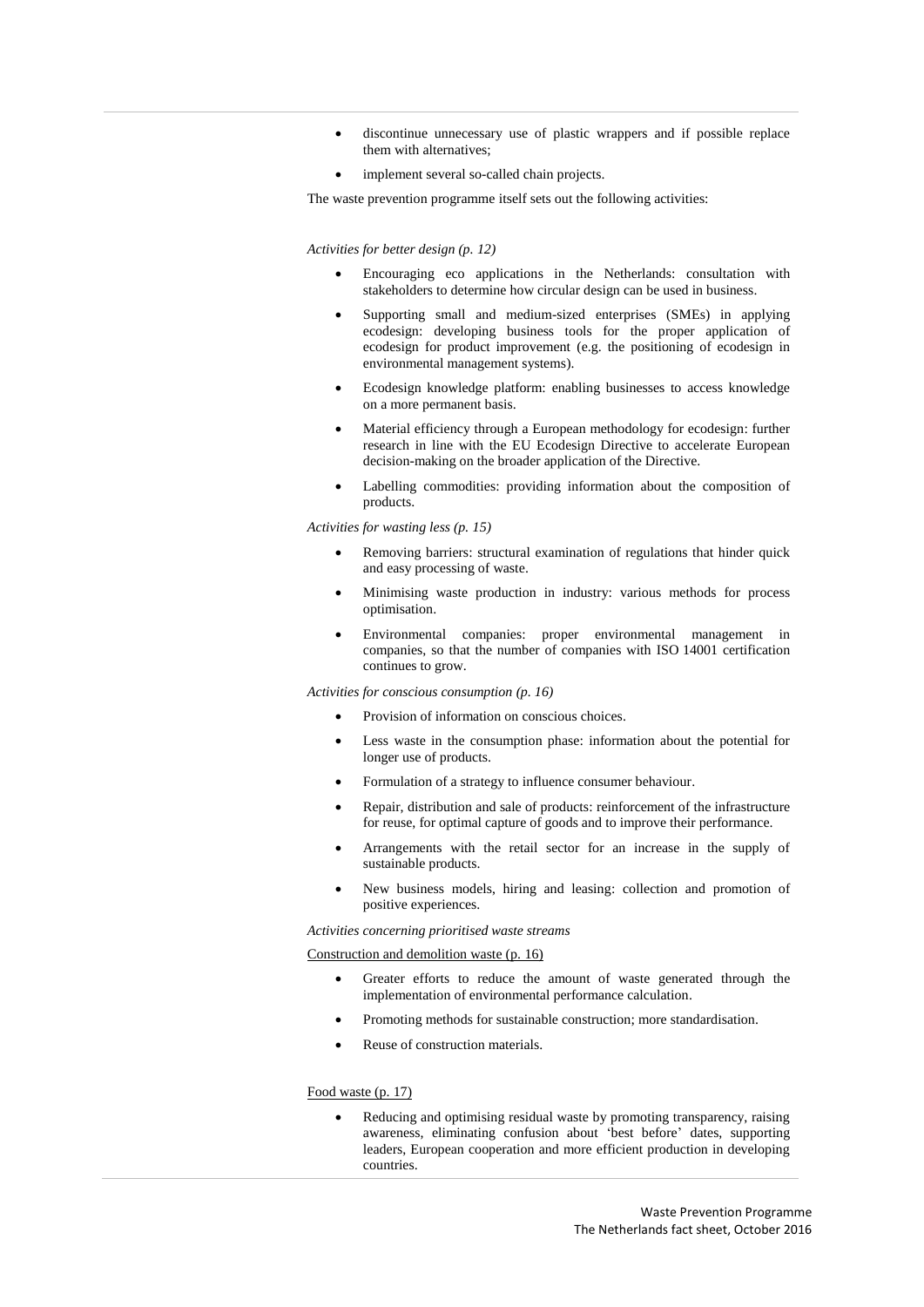- discontinue unnecessary use of plastic wrappers and if possible replace them with alternatives;
- implement several so-called chain projects.

The waste prevention programme itself sets out the following activities:

*Activities for better design (p. 12)*

- Encouraging eco applications in the Netherlands: consultation with stakeholders to determine how circular design can be used in business.
- Supporting small and medium-sized enterprises (SMEs) in applying ecodesign: developing business tools for the proper application of ecodesign for product improvement (e.g. the positioning of ecodesign in environmental management systems).
- Ecodesign knowledge platform: enabling businesses to access knowledge on a more permanent basis.
- Material efficiency through a European methodology for ecodesign: further research in line with the EU Ecodesign Directive to accelerate European decision-making on the broader application of the Directive.
- Labelling commodities: providing information about the composition of products.

*Activities for wasting less (p. 15)*

- Removing barriers: structural examination of regulations that hinder quick and easy processing of waste.
- Minimising waste production in industry: various methods for process optimisation.
- Environmental companies: proper environmental management in companies, so that the number of companies with ISO 14001 certification continues to grow.

*Activities for conscious consumption (p. 16)*

- Provision of information on conscious choices.
- Less waste in the consumption phase: information about the potential for longer use of products.
- Formulation of a strategy to influence consumer behaviour.
- Repair, distribution and sale of products: reinforcement of the infrastructure for reuse, for optimal capture of goods and to improve their performance.
- Arrangements with the retail sector for an increase in the supply of sustainable products.
- New business models, hiring and leasing: collection and promotion of positive experiences.

*Activities concerning prioritised waste streams*

Construction and demolition waste (p. 16)

- Greater efforts to reduce the amount of waste generated through the implementation of environmental performance calculation.
- Promoting methods for sustainable construction; more standardisation.
- Reuse of construction materials.

Food waste (p. 17)

- Reducing and optimising residual waste by promoting transparency, raising awareness, eliminating confusion about 'best before' dates, supporting leaders, European cooperation and more efficient production in developing countries.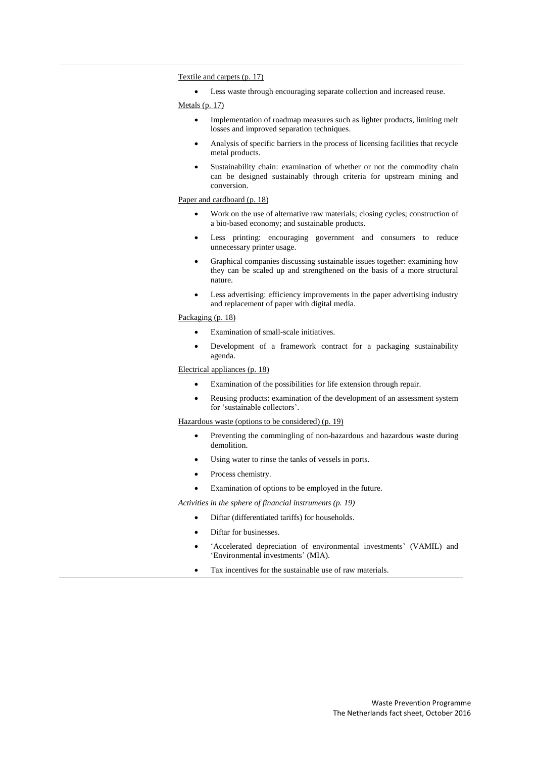Textile and carpets (p. 17)

- Less waste through encouraging separate collection and increased reuse.

Metals (p. 17)

- Implementation of roadmap measures such as lighter products, limiting melt losses and improved separation techniques.
- Analysis of specific barriers in the process of licensing facilities that recycle metal products.
- Sustainability chain: examination of whether or not the commodity chain can be designed sustainably through criteria for upstream mining and conversion.

Paper and cardboard (p. 18)

- Work on the use of alternative raw materials; closing cycles; construction of a bio-based economy; and sustainable products.
- Less printing: encouraging government and consumers to reduce unnecessary printer usage.
- Graphical companies discussing sustainable issues together: examining how they can be scaled up and strengthened on the basis of a more structural nature.
- Less advertising: efficiency improvements in the paper advertising industry and replacement of paper with digital media.

Packaging (p. 18)

- Examination of small-scale initiatives.
- Development of a framework contract for a packaging sustainability agenda.

Electrical appliances (p. 18)

- Examination of the possibilities for life extension through repair.
- Reusing products: examination of the development of an assessment system for 'sustainable collectors'.

Hazardous waste (options to be considered) (p. 19)

- Preventing the commingling of non-hazardous and hazardous waste during demolition.
- Using water to rinse the tanks of vessels in ports.
- Process chemistry.
- Examination of options to be employed in the future.

*Activities in the sphere of financial instruments (p. 19)*

- Diftar (differentiated tariffs) for households.
- Diftar for businesses.
- 'Accelerated depreciation of environmental investments' (VAMIL) and 'Environmental investments' (MIA).
- Tax incentives for the sustainable use of raw materials.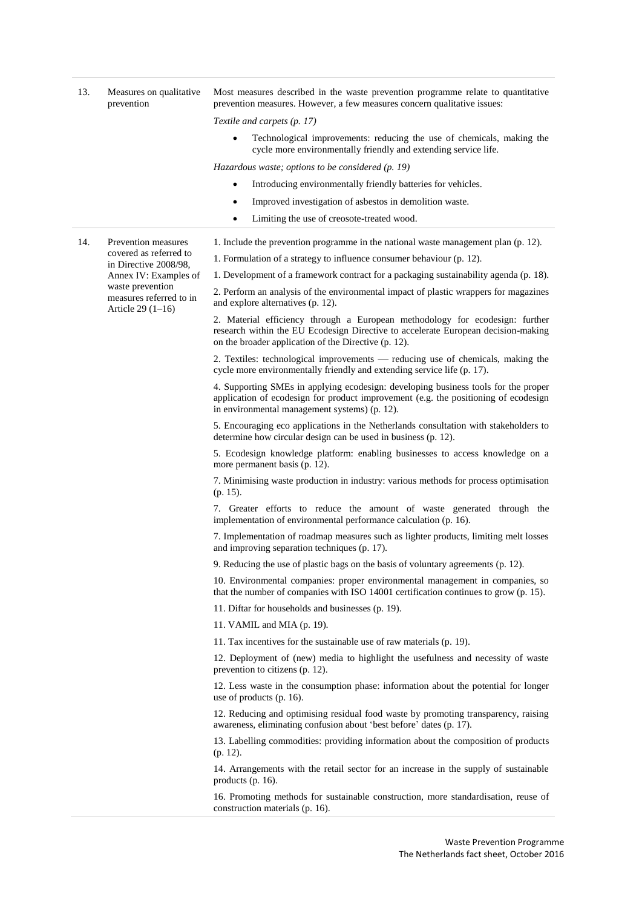| | | |
|---|---|---|
| 13. | Measures on qualitative prevention | Most measures described in the waste prevention programme relate to quantitative prevention measures. However, a few measures concern qualitative issues:<br><br>*Textile and carpets (p. 17)*<br><br>• Technological improvements: reducing the use of chemicals, making the cycle more environmentally friendly and extending service life.<br><br>*Hazardous waste; options to be considered (p. 19)*<br><br>• Introducing environmentally friendly batteries for vehicles.<br>• Improved investigation of asbestos in demolition waste.<br>• Limiting the use of creosote-treated wood. |
| 14. | Prevention measures covered as referred to in Directive 2008/98, Annex IV: Examples of waste prevention measures referred to in Article 29 (1–16) | 1. Include the prevention programme in the national waste management plan (p. 12).<br><br>1. Formulation of a strategy to influence consumer behaviour (p. 12).<br><br>1. Development of a framework contract for a packaging sustainability agenda (p. 18).<br><br>2. Perform an analysis of the environmental impact of plastic wrappers for magazines and explore alternatives (p. 12).<br><br>2. Material efficiency through a European methodology for ecodesign: further research within the EU Ecodesign Directive to accelerate European decision-making on the broader application of the Directive (p. 12).<br><br>2. Textiles: technological improvements — reducing use of chemicals, making the cycle more environmentally friendly and extending service life (p. 17).<br><br>4. Supporting SMEs in applying ecodesign: developing business tools for the proper application of ecodesign for product improvement (e.g. the positioning of ecodesign in environmental management systems) (p. 12).<br><br>5. Encouraging eco applications in the Netherlands consultation with stakeholders to determine how circular design can be used in business (p. 12).<br><br>5. Ecodesign knowledge platform: enabling businesses to access knowledge on a more permanent basis (p. 12).<br><br>7. Minimising waste production in industry: various methods for process optimisation (p. 15).<br><br>7. Greater efforts to reduce the amount of waste generated through the implementation of environmental performance calculation (p. 16).<br><br>7. Implementation of roadmap measures such as lighter products, limiting melt losses and improving separation techniques (p. 17).<br><br>9. Reducing the use of plastic bags on the basis of voluntary agreements (p. 12).<br><br>10. Environmental companies: proper environmental management in companies, so that the number of companies with ISO 14001 certification continues to grow (p. 15).<br><br>11. Diftar for households and businesses (p. 19).<br><br>11. VAMIL and MIA (p. 19).<br><br>11. Tax incentives for the sustainable use of raw materials (p. 19).<br><br>12. Deployment of (new) media to highlight the usefulness and necessity of waste prevention to citizens (p. 12).<br><br>12. Less waste in the consumption phase: information about the potential for longer use of products (p. 16).<br><br>12. Reducing and optimising residual food waste by promoting transparency, raising awareness, eliminating confusion about 'best before' dates (p. 17).<br><br>13. Labelling commodities: providing information about the composition of products (p. 12).<br><br>14. Arrangements with the retail sector for an increase in the supply of sustainable products (p. 16).<br><br>16. Promoting methods for sustainable construction, more standardisation, reuse of construction materials (p. 16). |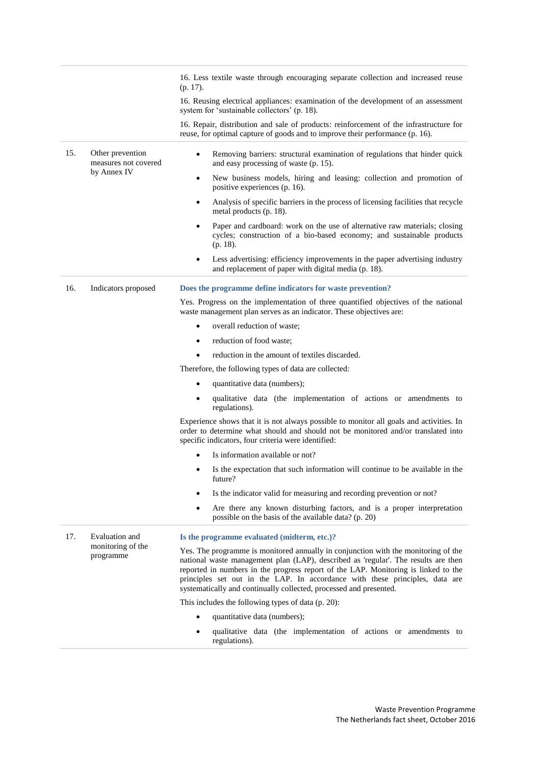| | | |
|---|---|---|
| | | 16. Less textile waste through encouraging separate collection and increased reuse (p. 17).<br><br>16. Reusing electrical appliances: examination of the development of an assessment system for 'sustainable collectors' (p. 18).<br><br>16. Repair, distribution and sale of products: reinforcement of the infrastructure for reuse, for optimal capture of goods and to improve their performance (p. 16). |
| 15. | Other prevention measures not covered by Annex IV | • Removing barriers: structural examination of regulations that hinder quick and easy processing of waste (p. 15).<br><br>• New business models, hiring and leasing: collection and promotion of positive experiences (p. 16).<br><br>• Analysis of specific barriers in the process of licensing facilities that recycle metal products (p. 18).<br><br>• Paper and cardboard: work on the use of alternative raw materials; closing cycles; construction of a bio-based economy; and sustainable products (p. 18).<br><br>• Less advertising: efficiency improvements in the paper advertising industry and replacement of paper with digital media (p. 18). |
| 16. | Indicators proposed | **Does the programme define indicators for waste prevention?**<br><br>Yes. Progress on the implementation of three quantified objectives of the national waste management plan serves as an indicator. These objectives are:<br><br>• overall reduction of waste;<br><br>• reduction of food waste;<br><br>• reduction in the amount of textiles discarded.<br><br>Therefore, the following types of data are collected:<br><br>• quantitative data (numbers);<br><br>• qualitative data (the implementation of actions or amendments to regulations).<br><br>Experience shows that it is not always possible to monitor all goals and activities. In order to determine what should and should not be monitored and/or translated into specific indicators, four criteria were identified:<br><br>• Is information available or not?<br><br>• Is the expectation that such information will continue to be available in the future?<br><br>• Is the indicator valid for measuring and recording prevention or not?<br><br>• Are there any known disturbing factors, and is a proper interpretation possible on the basis of the available data? (p. 20) |
| 17. | Evaluation and monitoring of the programme | **Is the programme evaluated (midterm, etc.)?**<br><br>Yes. The programme is monitored annually in conjunction with the monitoring of the national waste management plan (LAP), described as 'regular'. The results are then reported in numbers in the progress report of the LAP. Monitoring is linked to the principles set out in the LAP. In accordance with these principles, data are systematically and continually collected, processed and presented.<br><br>This includes the following types of data (p. 20):<br><br>• quantitative data (numbers);<br><br>• qualitative data (the implementation of actions or amendments to regulations). |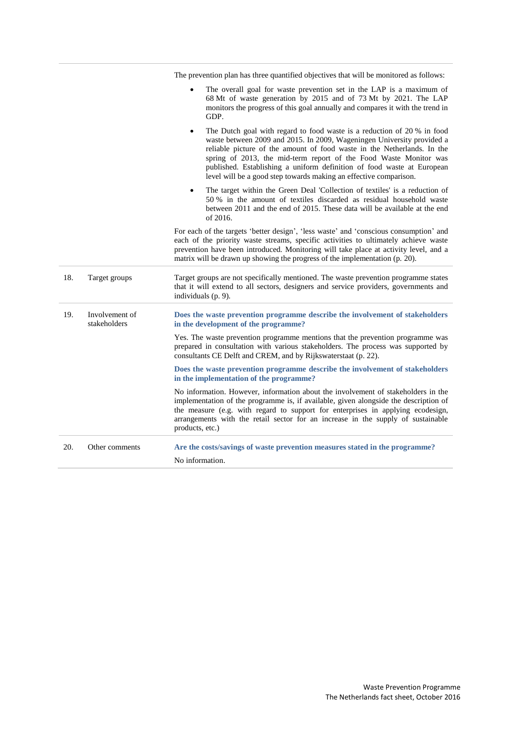| | | |
|---|---|---|
| | | The prevention plan has three quantified objectives that will be monitored as follows:<br><br>• The overall goal for waste prevention set in the LAP is a maximum of 68 Mt of waste generation by 2015 and of 73 Mt by 2021. The LAP monitors the progress of this goal annually and compares it with the trend in GDP.<br><br>• The Dutch goal with regard to food waste is a reduction of 20 % in food waste between 2009 and 2015. In 2009, Wageningen University provided a reliable picture of the amount of food waste in the Netherlands. In the spring of 2013, the mid-term report of the Food Waste Monitor was published. Establishing a uniform definition of food waste at European level will be a good step towards making an effective comparison.<br><br>• The target within the Green Deal 'Collection of textiles' is a reduction of 50 % in the amount of textiles discarded as residual household waste between 2011 and the end of 2015. These data will be available at the end of 2016.<br><br>For each of the targets 'better design', 'less waste' and 'conscious consumption' and each of the priority waste streams, specific activities to ultimately achieve waste prevention have been introduced. Monitoring will take place at activity level, and a matrix will be drawn up showing the progress of the implementation (p. 20). |
| 18. | Target groups | Target groups are not specifically mentioned. The waste prevention programme states that it will extend to all sectors, designers and service providers, governments and individuals (p. 9). |
| 19. | Involvement of stakeholders | **Does the waste prevention programme describe the involvement of stakeholders in the development of the programme?**<br><br>Yes. The waste prevention programme mentions that the prevention programme was prepared in consultation with various stakeholders. The process was supported by consultants CE Delft and CREM, and by Rijkswaterstaat (p. 22).<br><br>**Does the waste prevention programme describe the involvement of stakeholders in the implementation of the programme?**<br><br>No information. However, information about the involvement of stakeholders in the implementation of the programme is, if available, given alongside the description of the measure (e.g. with regard to support for enterprises in applying ecodesign, arrangements with the retail sector for an increase in the supply of sustainable products, etc.) |
| 20. | Other comments | **Are the costs/savings of waste prevention measures stated in the programme?**<br><br>No information. |